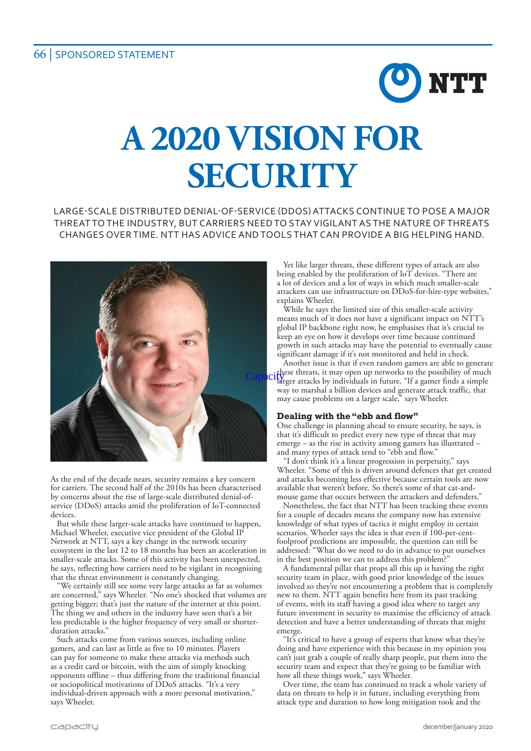# A 2020 VISION FOR SECURITY

LARGE-SCALE DISTRIBUTED DENIAL-OF-SERVICE (DDOS) ATTACKS CONTINUE TO POSE A MAJOR THREAT TO THE INDUSTRY, BUT CARRIERS NEED TO STAY VIGILANT AS THE NATURE OF THREATS CHANGES OVER TIME. NTT HAS ADVICE AND TOOLS THAT CAN PROVIDE A BIG HELPING HAND.

As the end of the decade nears, security remains a key concern for carriers. The second half of the 2010s has been characterised by concerns about the rise of large-scale distributed denial-of-service (DDoS) attacks amid the proliferation of IoT-connected devices.

But while these larger-scale attacks have continued to happen, Michael Wheeler, executive vice president of the Global IP Network at NTT, says a key change in the network security ecosystem in the last 12 to 18 months has been an acceleration in smaller-scale attacks. Some of this activity has been unexpected, he says, reflecting how carriers need to be vigilant in recognising that the threat environment is constantly changing.

"We certainly still see some very large attacks as far as volumes are concerned," says Wheeler. "No one's shocked that volumes are getting bigger; that's just the nature of the internet at this point. The thing we and others in the industry have seen that's a bit less predictable is the higher frequency of very small or shorter-duration attacks."

Such attacks come from various sources, including online gamers, and can last as little as five to 10 minutes. Players can pay for someone to make these attacks via methods such as a credit card or bitcoin, with the aim of simply knocking opponents offline – thus differing from the traditional financial or sociopolitical motivations of DDoS attacks. "It's a very individual-driven approach with a more personal motivation," says Wheeler.

Yet like larger threats, these different types of attack are also being enabled by the proliferation of IoT devices. "There are a lot of devices and a lot of ways in which much smaller-scale attackers can use infrastructure on DDoS-for-hire-type websites," explains Wheeler.

While he says the limited size of this smaller-scale activity means much of it does not have a significant impact on NTT's global IP backbone right now, he emphasises that it's crucial to keep an eye on how it develops over time because continued growth in such attacks may have the potential to eventually cause significant damage if it's not monitored and held in check.

Another issue is that if even random gamers are able to generate these threats, it may open up networks to the possibility of much larger attacks by individuals in future. "If a gamer finds a simple way to marshal a billion devices and generate attack traffic, that may cause problems on a larger scale," says Wheeler.

## Dealing with the "ebb and flow"

One challenge in planning ahead to ensure security, he says, is that it's difficult to predict every new type of threat that may emerge – as the rise in activity among gamers has illustrated – and many types of attack tend to "ebb and flow."

"I don't think it's a linear progression in perpetuity," says Wheeler. "Some of this is driven around defences that get created and attacks becoming less effective because certain tools are now available that weren't before. So there's some of that cat-and-mouse game that occurs between the attackers and defenders."

Nonetheless, the fact that NTT has been tracking these events for a couple of decades means the company now has extensive knowledge of what types of tactics it might employ in certain scenarios. Wheeler says the idea is that even if 100-per-cent-foolproof predictions are impossible, the question can still be addressed: "What do we need to do in advance to put ourselves in the best position we can to address this problem?"

A fundamental pillar that props all this up is having the right security team in place, with good prior knowledge of the issues involved so they're not encountering a problem that is completely new to them. NTT again benefits here from its past tracking of events, with its staff having a good idea where to target any future investment in security to maximise the efficiency of attack detection and have a better understanding of threats that might emerge.

"It's critical to have a group of experts that know what they're doing and have experience with this because in my opinion you can't just grab a couple of really sharp people, put them into the security team and expect that they're going to be familiar with how all these things work," says Wheeler.

Over time, the team has continued to track a whole variety of data on threats to help it in future, including everything from attack type and duration to how long mitigation took and the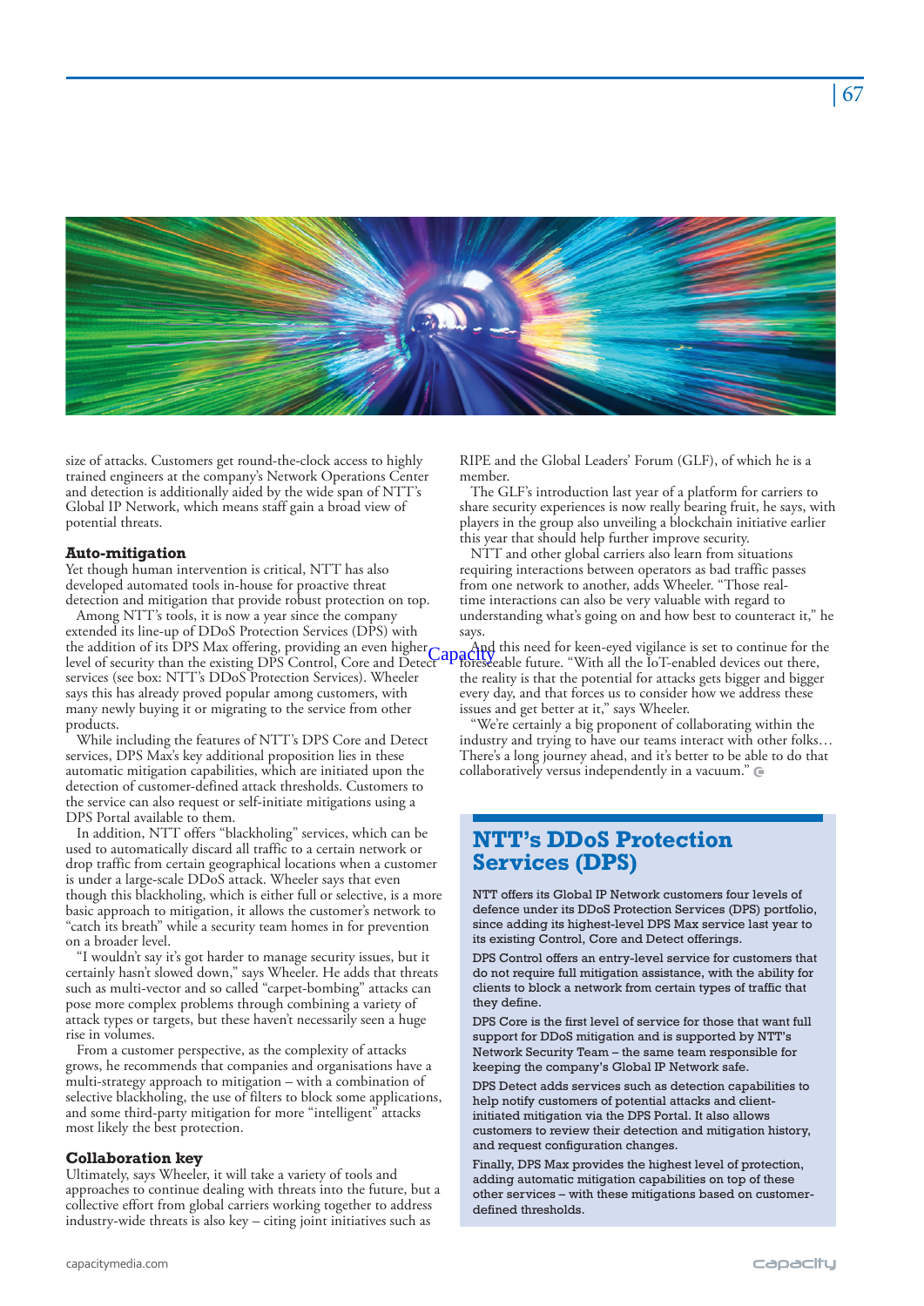size of attacks. Customers get round-the-clock access to highly trained engineers at the company's Network Operations Center and detection is additionally aided by the wide span of NTT's Global IP Network, which means staff gain a broad view of potential threats.

### Auto-mitigation

Yet though human intervention is critical, NTT has also developed automated tools in-house for proactive threat detection and mitigation that provide robust protection on top.

Among NTT's tools, it is now a year since the company extended its line-up of DDoS Protection Services (DPS) with the addition of its DPS Max offering, providing an even higher level of security than the existing DPS Control, Core and Detect services (see box: NTT's DDoS Protection Services). Wheeler says this has already proved popular among customers, with many newly buying it or migrating to the service from other products.

While including the features of NTT's DPS Core and Detect services, DPS Max's key additional proposition lies in these automatic mitigation capabilities, which are initiated upon the detection of customer-defined attack thresholds. Customers to the service can also request or self-initiate mitigations using a DPS Portal available to them.

In addition, NTT offers "blackholing" services, which can be used to automatically discard all traffic to a certain network or drop traffic from certain geographical locations when a customer is under a large-scale DDoS attack. Wheeler says that even though this blackholing, which is either full or selective, is a more basic approach to mitigation, it allows the customer's network to "catch its breath" while a security team homes in for prevention on a broader level.

"I wouldn't say it's got harder to manage security issues, but it certainly hasn't slowed down," says Wheeler. He adds that threats such as multi-vector and so called "carpet-bombing" attacks can pose more complex problems through combining a variety of attack types or targets, but these haven't necessarily seen a huge rise in volumes.

From a customer perspective, as the complexity of attacks grows, he recommends that companies and organisations have a multi-strategy approach to mitigation – with a combination of selective blackholing, the use of filters to block some applications, and some third-party mitigation for more "intelligent" attacks most likely the best protection.

### Collaboration key

Ultimately, says Wheeler, it will take a variety of tools and approaches to continue dealing with threats into the future, but a collective effort from global carriers working together to address industry-wide threats is also key – citing joint initiatives such as RIPE and the Global Leaders' Forum (GLF), of which he is a member.

The GLF's introduction last year of a platform for carriers to share security experiences is now really bearing fruit, he says, with players in the group also unveiling a blockchain initiative earlier this year that should help further improve security.

NTT and other global carriers also learn from situations requiring interactions between operators as bad traffic passes from one network to another, adds Wheeler. "Those real-time interactions can also be very valuable with regard to understanding what's going on and how best to counteract it," he says.

And this need for keen-eyed vigilance is set to continue for the foreseeable future. "With all the IoT-enabled devices out there, the reality is that the potential for attacks gets bigger and bigger every day, and that forces us to consider how we address these issues and get better at it," says Wheeler.

"We're certainly a big proponent of collaborating within the industry and trying to have our teams interact with other folks… There's a long journey ahead, and it's better to be able to do that collaboratively versus independently in a vacuum."

## NTT's DDoS Protection Services (DPS)

NTT offers its Global IP Network customers four levels of defence under its DDoS Protection Services (DPS) portfolio, since adding its highest-level DPS Max service last year to its existing Control, Core and Detect offerings.

DPS Control offers an entry-level service for customers that do not require full mitigation assistance, with the ability for clients to block a network from certain types of traffic that they define.

DPS Core is the first level of service for those that want full support for DDoS mitigation and is supported by NTT's Network Security Team – the same team responsible for keeping the company's Global IP Network safe.

DPS Detect adds services such as detection capabilities to help notify customers of potential attacks and client-initiated mitigation via the DPS Portal. It also allows customers to review their detection and mitigation history, and request configuration changes.

Finally, DPS Max provides the highest level of protection, adding automatic mitigation capabilities on top of these other services – with these mitigations based on customer-defined thresholds.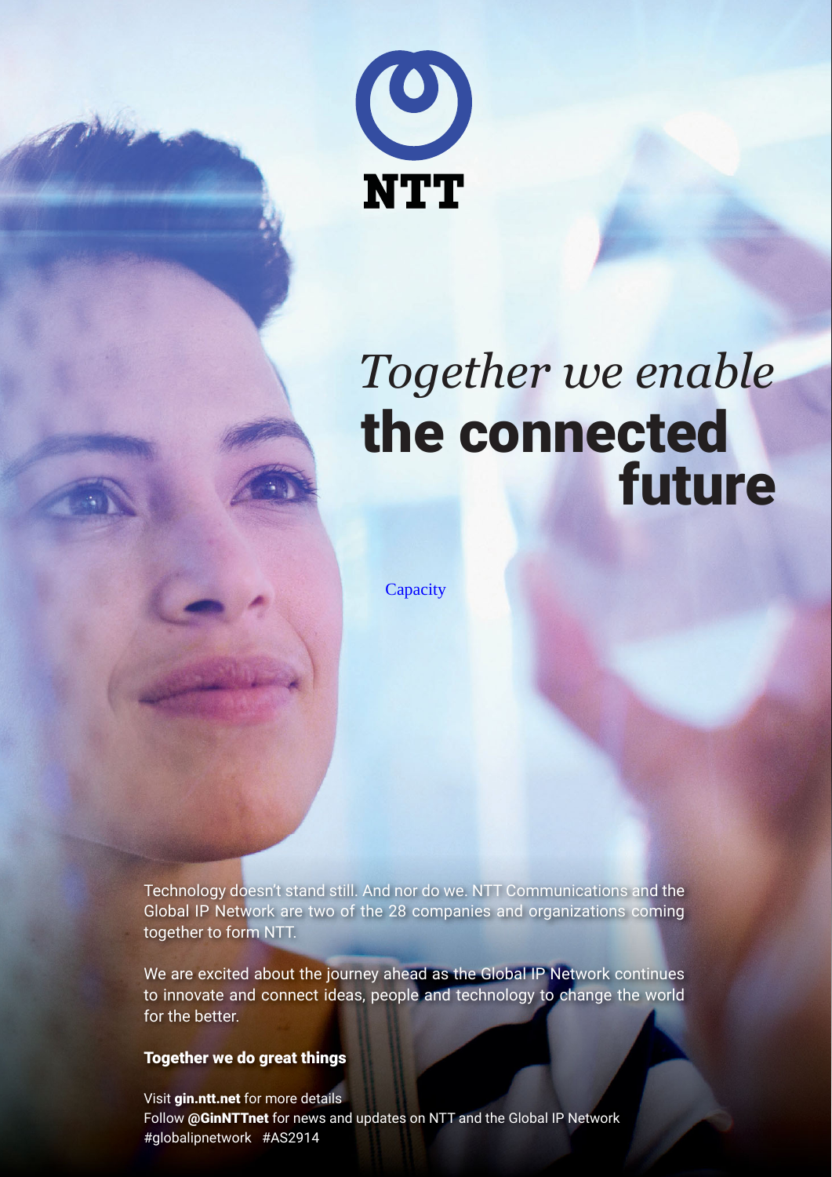NTT

# *Together we enable* **the connected future**

Capacity

Technology doesn't stand still. And nor do we. NTT Communications and the Global IP Network are two of the 28 companies and organizations coming together to form NTT.

We are excited about the journey ahead as the Global IP Network continues to innovate and connect ideas, people and technology to change the world for the better.

**Together we do great things**

Visit **gin.ntt.net** for more details
Follow **@GinNTTnet** for news and updates on NTT and the Global IP Network
#globalipnetwork #AS2914